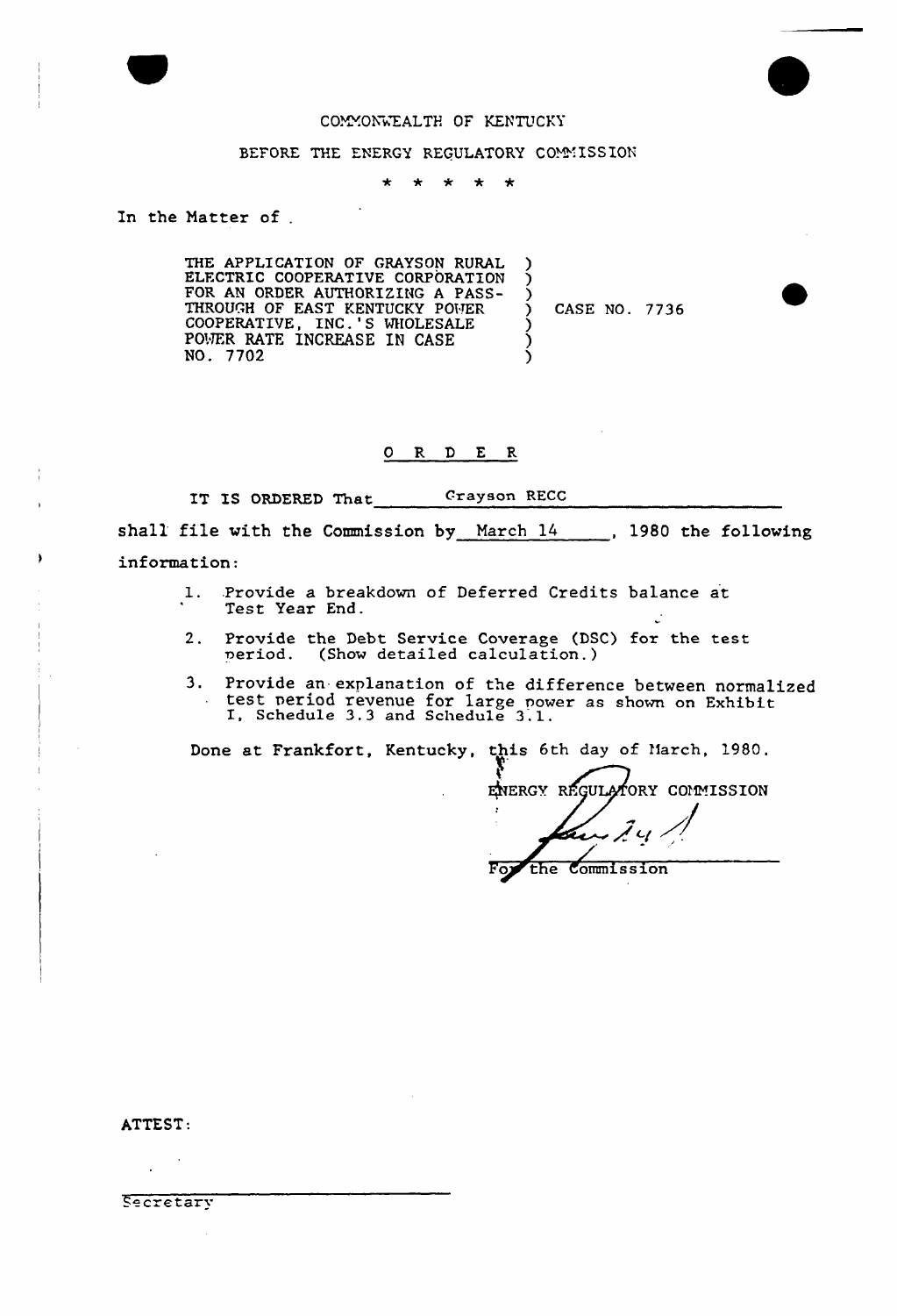COMMONWEALTH OF KENTUCKY

BEFORE THE ENERGY REGULATORY COMMISSION

\* \* \* \* \*

In the Matter of

| | | |
|---|---|---|
| THE APPLICATION OF GRAYSON RURAL ELECTRIC COOPERATIVE CORPORATION FOR AN ORDER AUTHORIZING A PASS-THROUGH OF EAST KENTUCKY POWER COOPERATIVE, INC.'S WHOLESALE POWER RATE INCREASE IN CASE NO. 7702 | ) | CASE NO. 7736 |

## O R D E R

IT IS ORDERED That Grayson RECC shall file with the Commission by March 14, 1980 the following information:

1. Provide a breakdown of Deferred Credits balance at Test Year End.
2. Provide the Debt Service Coverage (DSC) for the test period. (Show detailed calculation.)
3. Provide an explanation of the difference between normalized test period revenue for large power as shown on Exhibit I, Schedule 3.3 and Schedule 3.1.

Done at Frankfort, Kentucky, this 6th day of March, 1980.

ENERGY REGULATORY COMMISSION

For the Commission

ATTEST:

Secretary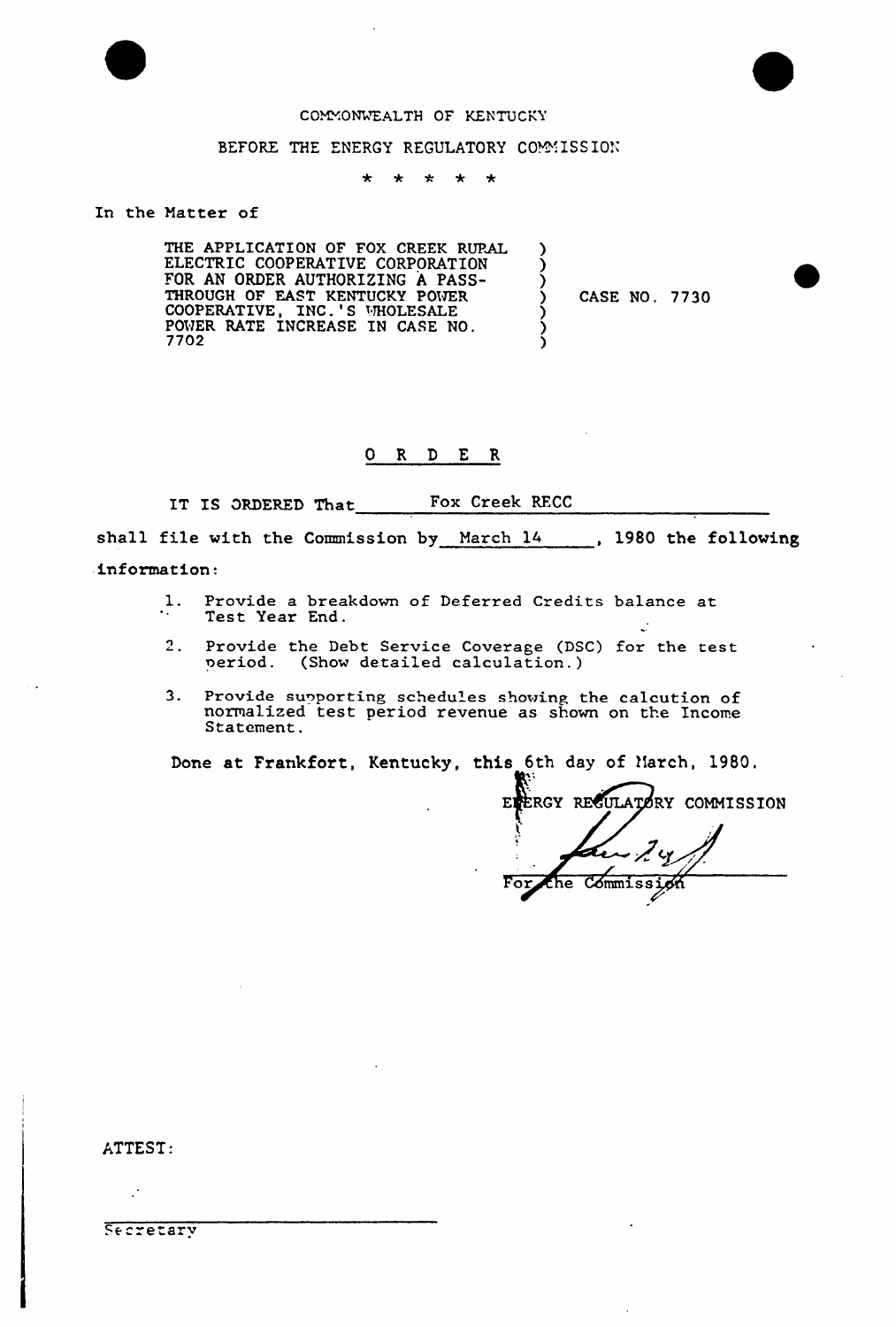COMMONWEALTH OF KENTUCKY

BEFORE THE ENERGY REGULATORY COMMISSION

\* \* \* \* \*

In the Matter of

| | | |
|---|---|---|
| THE APPLICATION OF FOX CREEK RURAL ELECTRIC COOPERATIVE CORPORATION FOR AN ORDER AUTHORIZING A PASS-THROUGH OF EAST KENTUCKY POWER COOPERATIVE, INC.'S WHOLESALE POWER RATE INCREASE IN CASE NO. 7702 | ) | CASE NO. 7730 |

# O R D E R

IT IS ORDERED That Fox Creek RECC shall file with the Commission by March 14, 1980 the following information:

1. Provide a breakdown of Deferred Credits balance at Test Year End.
2. Provide the Debt Service Coverage (DSC) for the test period. (Show detailed calculation.)
3. Provide supporting schedules showing the calcution of normalized test period revenue as shown on the Income Statement.

Done at Frankfort, Kentucky, this 6th day of March, 1980.

ENERGY REGULATORY COMMISSION

For the Commission

ATTEST:

Secretary